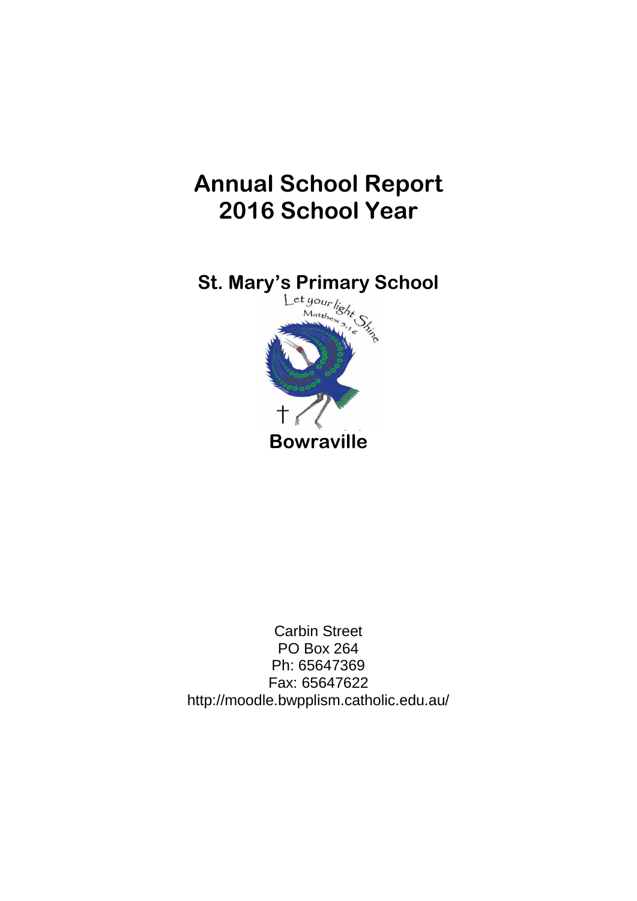# Annual School Report 2016 School Year

## St. Mary's Primary School

Let your light Shine
Matthew 5:16

**Bowraville**

Carbin Street
PO Box 264
Ph: 65647369
Fax: 65647622
http://moodle.bwpplism.catholic.edu.au/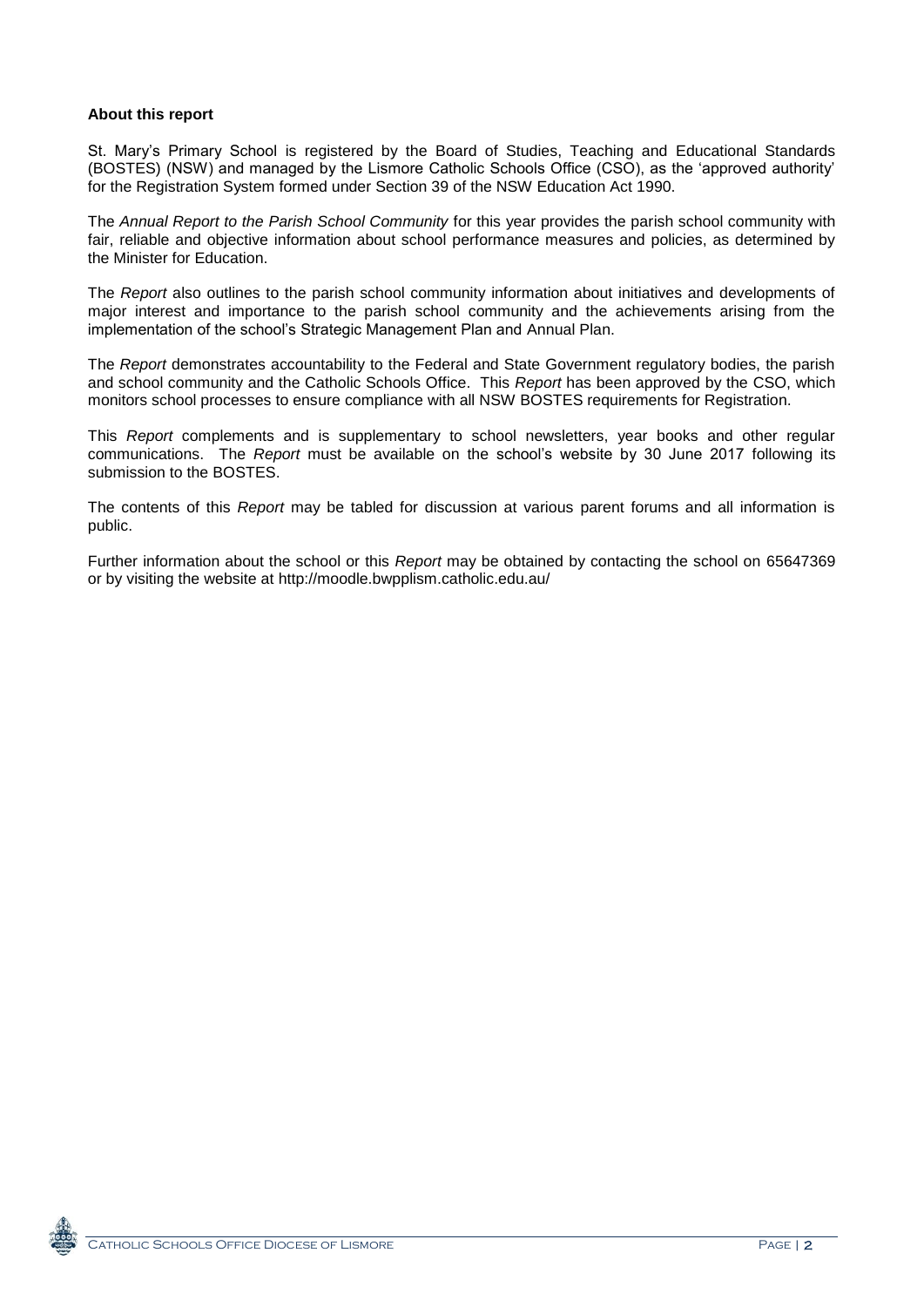**About this report**

St. Mary's Primary School is registered by the Board of Studies, Teaching and Educational Standards (BOSTES) (NSW) and managed by the Lismore Catholic Schools Office (CSO), as the 'approved authority' for the Registration System formed under Section 39 of the NSW Education Act 1990.

The *Annual Report to the Parish School Community* for this year provides the parish school community with fair, reliable and objective information about school performance measures and policies, as determined by the Minister for Education.

The *Report* also outlines to the parish school community information about initiatives and developments of major interest and importance to the parish school community and the achievements arising from the implementation of the school's Strategic Management Plan and Annual Plan.

The *Report* demonstrates accountability to the Federal and State Government regulatory bodies, the parish and school community and the Catholic Schools Office. This *Report* has been approved by the CSO, which monitors school processes to ensure compliance with all NSW BOSTES requirements for Registration.

This *Report* complements and is supplementary to school newsletters, year books and other regular communications. The *Report* must be available on the school's website by 30 June 2017 following its submission to the BOSTES.

The contents of this *Report* may be tabled for discussion at various parent forums and all information is public.

Further information about the school or this *Report* may be obtained by contacting the school on 65647369 or by visiting the website at http://moodle.bwpplism.catholic.edu.au/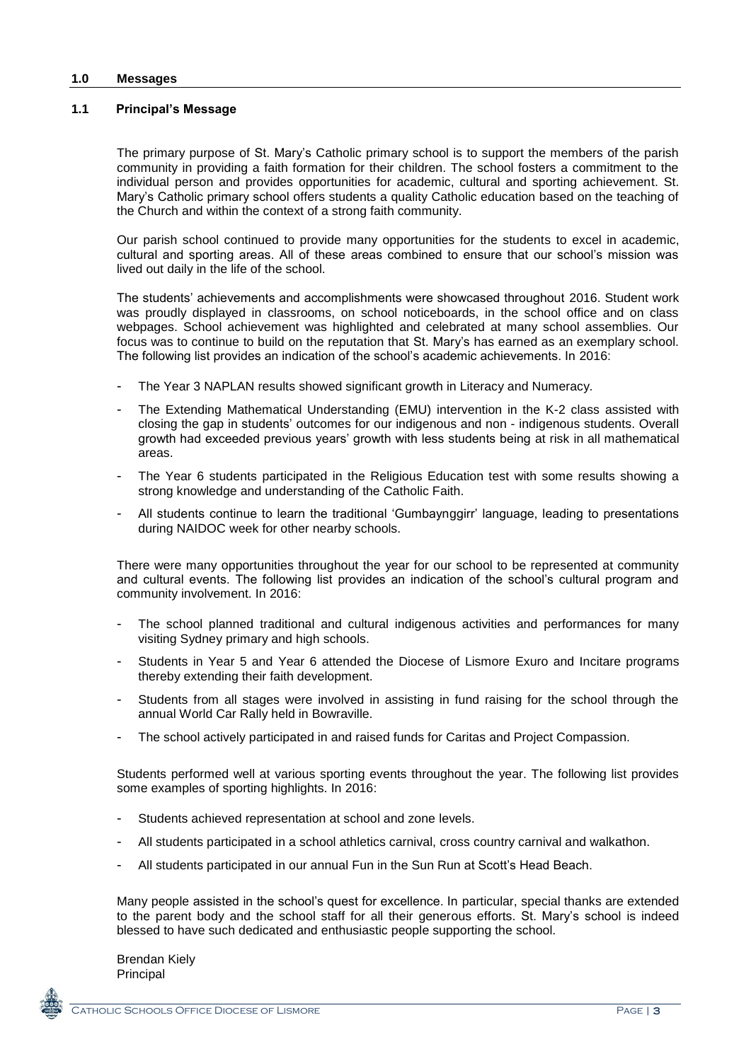## 1.0 Messages

### 1.1 Principal's Message

The primary purpose of St. Mary's Catholic primary school is to support the members of the parish community in providing a faith formation for their children. The school fosters a commitment to the individual person and provides opportunities for academic, cultural and sporting achievement. St. Mary's Catholic primary school offers students a quality Catholic education based on the teaching of the Church and within the context of a strong faith community.

Our parish school continued to provide many opportunities for the students to excel in academic, cultural and sporting areas. All of these areas combined to ensure that our school's mission was lived out daily in the life of the school.

The students' achievements and accomplishments were showcased throughout 2016. Student work was proudly displayed in classrooms, on school noticeboards, in the school office and on class webpages. School achievement was highlighted and celebrated at many school assemblies. Our focus was to continue to build on the reputation that St. Mary's has earned as an exemplary school. The following list provides an indication of the school's academic achievements. In 2016:

- The Year 3 NAPLAN results showed significant growth in Literacy and Numeracy.
- The Extending Mathematical Understanding (EMU) intervention in the K-2 class assisted with closing the gap in students' outcomes for our indigenous and non - indigenous students. Overall growth had exceeded previous years' growth with less students being at risk in all mathematical areas.
- The Year 6 students participated in the Religious Education test with some results showing a strong knowledge and understanding of the Catholic Faith.
- All students continue to learn the traditional 'Gumbaynggirr' language, leading to presentations during NAIDOC week for other nearby schools.

There were many opportunities throughout the year for our school to be represented at community and cultural events. The following list provides an indication of the school's cultural program and community involvement. In 2016:

- The school planned traditional and cultural indigenous activities and performances for many visiting Sydney primary and high schools.
- Students in Year 5 and Year 6 attended the Diocese of Lismore Exuro and Incitare programs thereby extending their faith development.
- Students from all stages were involved in assisting in fund raising for the school through the annual World Car Rally held in Bowraville.
- The school actively participated in and raised funds for Caritas and Project Compassion.

Students performed well at various sporting events throughout the year. The following list provides some examples of sporting highlights. In 2016:

- Students achieved representation at school and zone levels.
- All students participated in a school athletics carnival, cross country carnival and walkathon.
- All students participated in our annual Fun in the Sun Run at Scott's Head Beach.

Many people assisted in the school's quest for excellence. In particular, special thanks are extended to the parent body and the school staff for all their generous efforts. St. Mary's school is indeed blessed to have such dedicated and enthusiastic people supporting the school.

Brendan Kiely  
Principal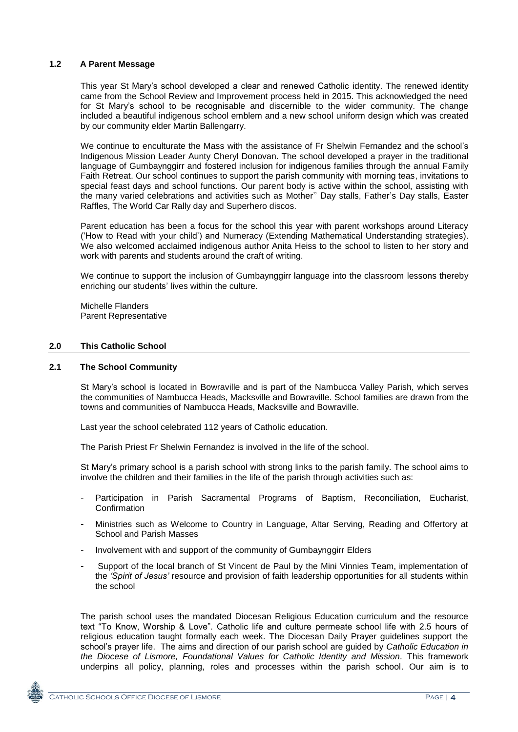### 1.2 A Parent Message

This year St Mary's school developed a clear and renewed Catholic identity. The renewed identity came from the School Review and Improvement process held in 2015. This acknowledged the need for St Mary's school to be recognisable and discernible to the wider community. The change included a beautiful indigenous school emblem and a new school uniform design which was created by our community elder Martin Ballengarry.

We continue to enculturate the Mass with the assistance of Fr Shelwin Fernandez and the school's Indigenous Mission Leader Aunty Cheryl Donovan. The school developed a prayer in the traditional language of Gumbaynggirr and fostered inclusion for indigenous families through the annual Family Faith Retreat. Our school continues to support the parish community with morning teas, invitations to special feast days and school functions. Our parent body is active within the school, assisting with the many varied celebrations and activities such as Mother'' Day stalls, Father's Day stalls, Easter Raffles, The World Car Rally day and Superhero discos.

Parent education has been a focus for the school this year with parent workshops around Literacy ('How to Read with your child') and Numeracy (Extending Mathematical Understanding strategies). We also welcomed acclaimed indigenous author Anita Heiss to the school to listen to her story and work with parents and students around the craft of writing.

We continue to support the inclusion of Gumbaynggirr language into the classroom lessons thereby enriching our students' lives within the culture.

Michelle Flanders
Parent Representative

## 2.0 This Catholic School

### 2.1 The School Community

St Mary's school is located in Bowraville and is part of the Nambucca Valley Parish, which serves the communities of Nambucca Heads, Macksville and Bowraville. School families are drawn from the towns and communities of Nambucca Heads, Macksville and Bowraville.

Last year the school celebrated 112 years of Catholic education.

The Parish Priest Fr Shelwin Fernandez is involved in the life of the school.

St Mary's primary school is a parish school with strong links to the parish family. The school aims to involve the children and their families in the life of the parish through activities such as:

- Participation in Parish Sacramental Programs of Baptism, Reconciliation, Eucharist, Confirmation
- Ministries such as Welcome to Country in Language, Altar Serving, Reading and Offertory at School and Parish Masses
- Involvement with and support of the community of Gumbaynggirr Elders
- Support of the local branch of St Vincent de Paul by the Mini Vinnies Team, implementation of the *'Spirit of Jesus'* resource and provision of faith leadership opportunities for all students within the school

The parish school uses the mandated Diocesan Religious Education curriculum and the resource text "To Know, Worship & Love". Catholic life and culture permeate school life with 2.5 hours of religious education taught formally each week. The Diocesan Daily Prayer guidelines support the school's prayer life. The aims and direction of our parish school are guided by *Catholic Education in the Diocese of Lismore, Foundational Values for Catholic Identity and Mission*. This framework underpins all policy, planning, roles and processes within the parish school. Our aim is to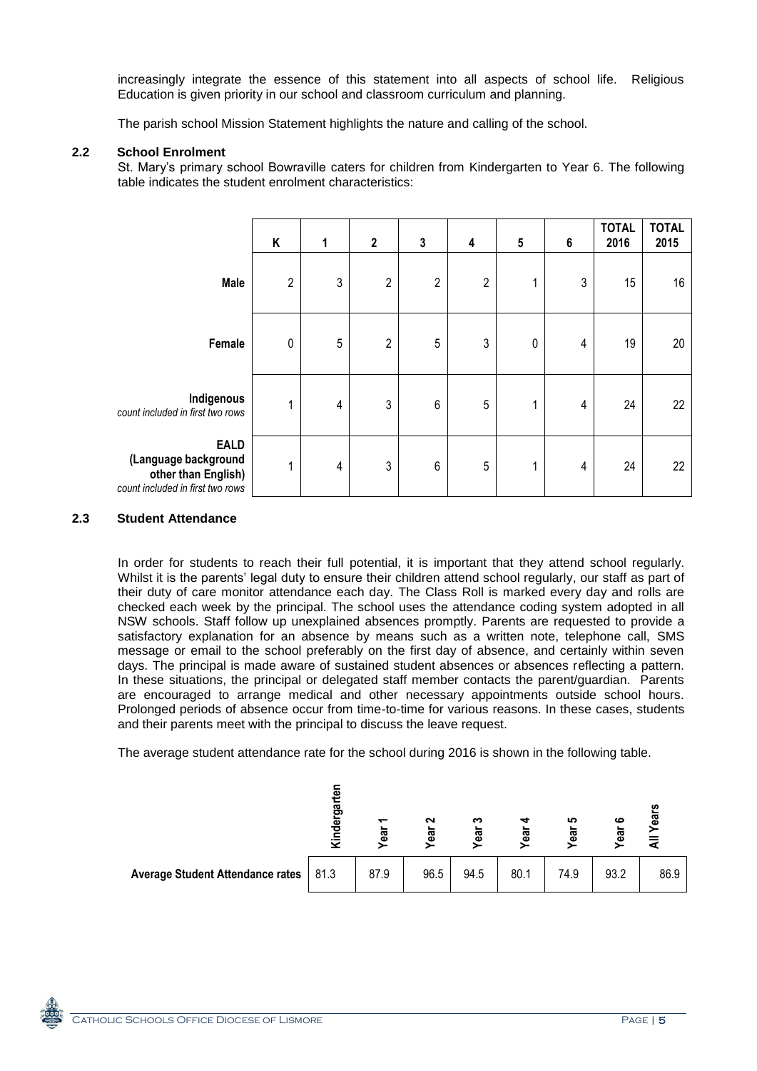increasingly integrate the essence of this statement into all aspects of school life. Religious Education is given priority in our school and classroom curriculum and planning.

The parish school Mission Statement highlights the nature and calling of the school.

### 2.2 School Enrolment

St. Mary's primary school Bowraville caters for children from Kindergarten to Year 6. The following table indicates the student enrolment characteristics:

| | K | 1 | 2 | 3 | 4 | 5 | 6 | TOTAL 2016 | TOTAL 2015 |
|---|---|---|---|---|---|---|---|---|---|
| **Male** | 2 | 3 | 2 | 2 | 2 | 1 | 3 | 15 | 16 |
| **Female** | 0 | 5 | 2 | 5 | 3 | 0 | 4 | 19 | 20 |
| **Indigenous** *count included in first two rows* | 1 | 4 | 3 | 6 | 5 | 1 | 4 | 24 | 22 |
| **EALD (Language background other than English)** *count included in first two rows* | 1 | 4 | 3 | 6 | 5 | 1 | 4 | 24 | 22 |

### 2.3 Student Attendance

In order for students to reach their full potential, it is important that they attend school regularly. Whilst it is the parents' legal duty to ensure their children attend school regularly, our staff as part of their duty of care monitor attendance each day. The Class Roll is marked every day and rolls are checked each week by the principal. The school uses the attendance coding system adopted in all NSW schools. Staff follow up unexplained absences promptly. Parents are requested to provide a satisfactory explanation for an absence by means such as a written note, telephone call, SMS message or email to the school preferably on the first day of absence, and certainly within seven days. The principal is made aware of sustained student absences or absences reflecting a pattern. In these situations, the principal or delegated staff member contacts the parent/guardian. Parents are encouraged to arrange medical and other necessary appointments outside school hours. Prolonged periods of absence occur from time-to-time for various reasons. In these cases, students and their parents meet with the principal to discuss the leave request.

The average student attendance rate for the school during 2016 is shown in the following table.

| | Kindergarten | Year 1 | Year 2 | Year 3 | Year 4 | Year 5 | Year 6 | All Years |
|---|---|---|---|---|---|---|---|---|
| **Average Student Attendance rates** | 81.3 | 87.9 | 96.5 | 94.5 | 80.1 | 74.9 | 93.2 | 86.9 |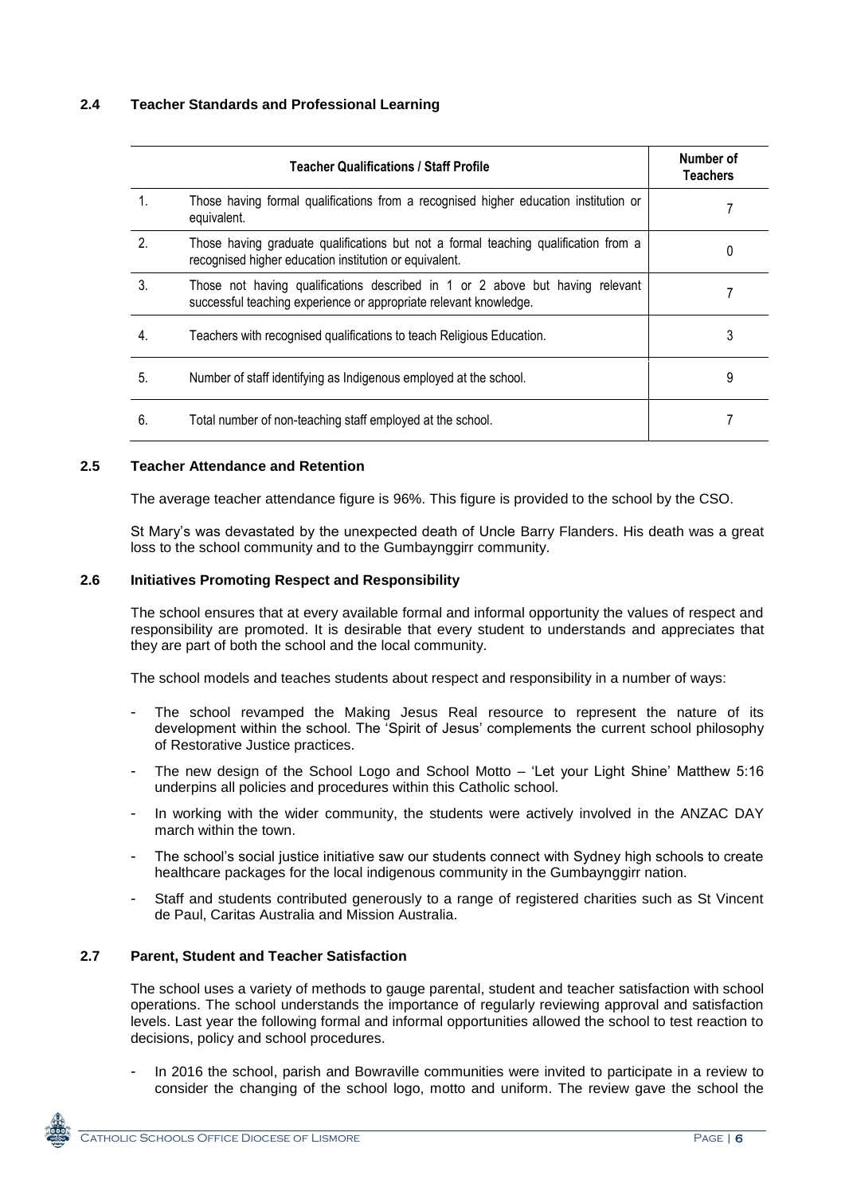### 2.4 Teacher Standards and Professional Learning

| | Teacher Qualifications / Staff Profile | Number of Teachers |
|---|---|---|
| 1. | Those having formal qualifications from a recognised higher education institution or equivalent. | 7 |
| 2. | Those having graduate qualifications but not a formal teaching qualification from a recognised higher education institution or equivalent. | 0 |
| 3. | Those not having qualifications described in 1 or 2 above but having relevant successful teaching experience or appropriate relevant knowledge. | 7 |
| 4. | Teachers with recognised qualifications to teach Religious Education. | 3 |
| 5. | Number of staff identifying as Indigenous employed at the school. | 9 |
| 6. | Total number of non-teaching staff employed at the school. | 7 |

### 2.5 Teacher Attendance and Retention

The average teacher attendance figure is 96%. This figure is provided to the school by the CSO.

St Mary's was devastated by the unexpected death of Uncle Barry Flanders. His death was a great loss to the school community and to the Gumbaynggirr community.

### 2.6 Initiatives Promoting Respect and Responsibility

The school ensures that at every available formal and informal opportunity the values of respect and responsibility are promoted. It is desirable that every student to understands and appreciates that they are part of both the school and the local community.

The school models and teaches students about respect and responsibility in a number of ways:

- The school revamped the Making Jesus Real resource to represent the nature of its development within the school. The 'Spirit of Jesus' complements the current school philosophy of Restorative Justice practices.
- The new design of the School Logo and School Motto – 'Let your Light Shine' Matthew 5:16 underpins all policies and procedures within this Catholic school.
- In working with the wider community, the students were actively involved in the ANZAC DAY march within the town.
- The school's social justice initiative saw our students connect with Sydney high schools to create healthcare packages for the local indigenous community in the Gumbaynggirr nation.
- Staff and students contributed generously to a range of registered charities such as St Vincent de Paul, Caritas Australia and Mission Australia.

### 2.7 Parent, Student and Teacher Satisfaction

The school uses a variety of methods to gauge parental, student and teacher satisfaction with school operations. The school understands the importance of regularly reviewing approval and satisfaction levels. Last year the following formal and informal opportunities allowed the school to test reaction to decisions, policy and school procedures.

- In 2016 the school, parish and Bowraville communities were invited to participate in a review to consider the changing of the school logo, motto and uniform. The review gave the school the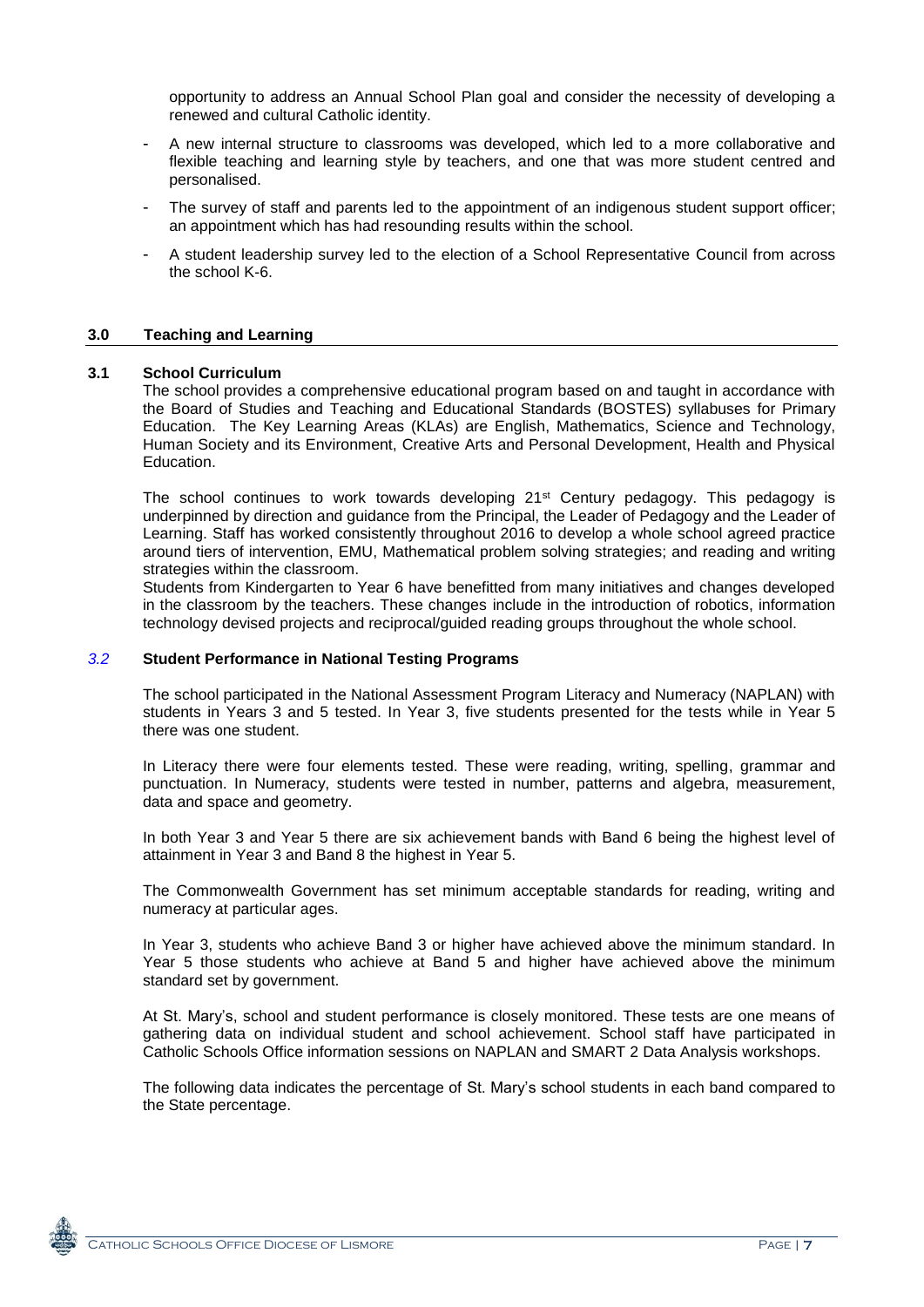opportunity to address an Annual School Plan goal and consider the necessity of developing a renewed and cultural Catholic identity.

- A new internal structure to classrooms was developed, which led to a more collaborative and flexible teaching and learning style by teachers, and one that was more student centred and personalised.
- The survey of staff and parents led to the appointment of an indigenous student support officer; an appointment which has had resounding results within the school.
- A student leadership survey led to the election of a School Representative Council from across the school K-6.

## 3.0 Teaching and Learning

### 3.1 School Curriculum

The school provides a comprehensive educational program based on and taught in accordance with the Board of Studies and Teaching and Educational Standards (BOSTES) syllabuses for Primary Education. The Key Learning Areas (KLAs) are English, Mathematics, Science and Technology, Human Society and its Environment, Creative Arts and Personal Development, Health and Physical Education.

The school continues to work towards developing 21st Century pedagogy. This pedagogy is underpinned by direction and guidance from the Principal, the Leader of Pedagogy and the Leader of Learning. Staff has worked consistently throughout 2016 to develop a whole school agreed practice around tiers of intervention, EMU, Mathematical problem solving strategies; and reading and writing strategies within the classroom.

Students from Kindergarten to Year 6 have benefitted from many initiatives and changes developed in the classroom by the teachers. These changes include in the introduction of robotics, information technology devised projects and reciprocal/guided reading groups throughout the whole school.

### *3.2* Student Performance in National Testing Programs

The school participated in the National Assessment Program Literacy and Numeracy (NAPLAN) with students in Years 3 and 5 tested. In Year 3, five students presented for the tests while in Year 5 there was one student.

In Literacy there were four elements tested. These were reading, writing, spelling, grammar and punctuation. In Numeracy, students were tested in number, patterns and algebra, measurement, data and space and geometry.

In both Year 3 and Year 5 there are six achievement bands with Band 6 being the highest level of attainment in Year 3 and Band 8 the highest in Year 5.

The Commonwealth Government has set minimum acceptable standards for reading, writing and numeracy at particular ages.

In Year 3, students who achieve Band 3 or higher have achieved above the minimum standard. In Year 5 those students who achieve at Band 5 and higher have achieved above the minimum standard set by government.

At St. Mary's, school and student performance is closely monitored. These tests are one means of gathering data on individual student and school achievement. School staff have participated in Catholic Schools Office information sessions on NAPLAN and SMART 2 Data Analysis workshops.

The following data indicates the percentage of St. Mary's school students in each band compared to the State percentage.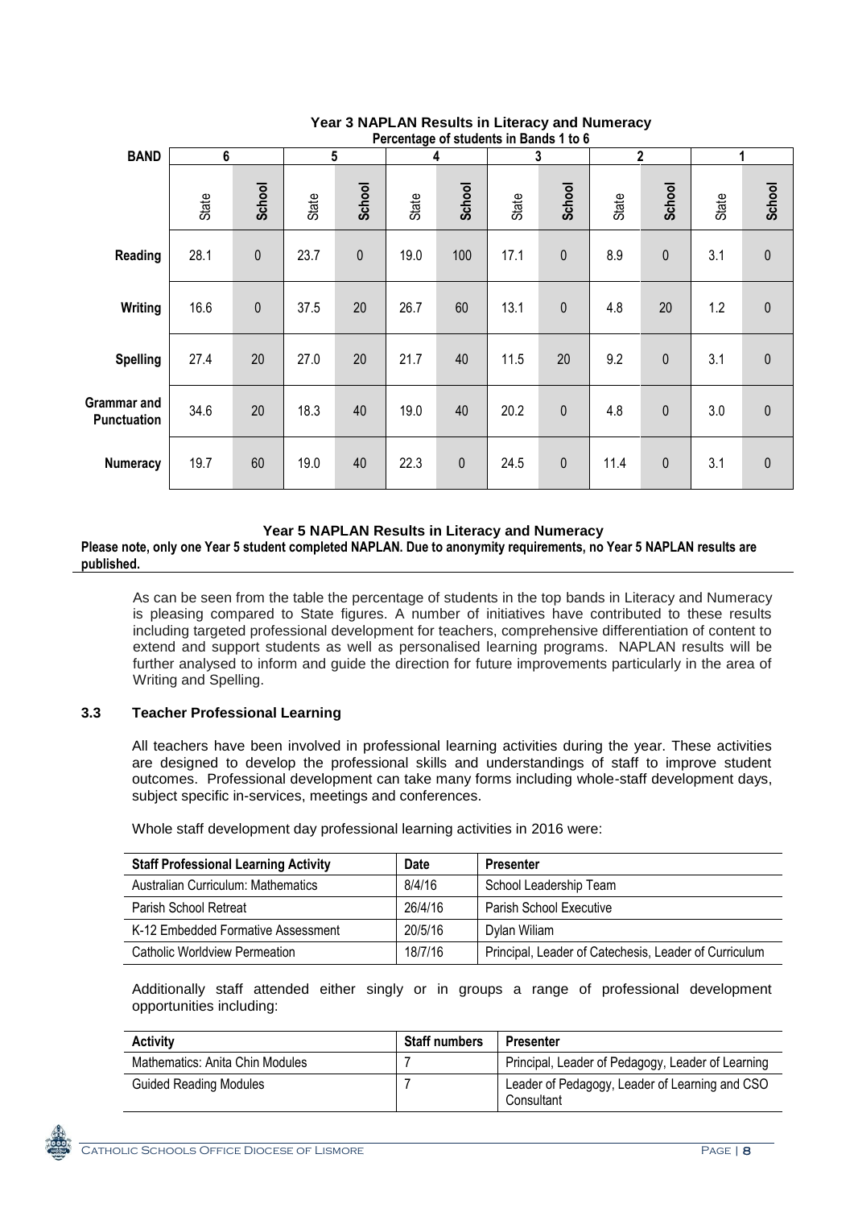**Year 3 NAPLAN Results in Literacy and Numeracy**
**Percentage of students in Bands 1 to 6**

| BAND | 6 | | 5 | | 4 | | 3 | | 2 | | 1 | |
|---|---|---|---|---|---|---|---|---|---|---|---|---|
| | State | School | State | School | State | School | State | School | State | School | State | School |
| **Reading** | 28.1 | 0 | 23.7 | 0 | 19.0 | 100 | 17.1 | 0 | 8.9 | 0 | 3.1 | 0 |
| **Writing** | 16.6 | 0 | 37.5 | 20 | 26.7 | 60 | 13.1 | 0 | 4.8 | 20 | 1.2 | 0 |
| **Spelling** | 27.4 | 20 | 27.0 | 20 | 21.7 | 40 | 11.5 | 20 | 9.2 | 0 | 3.1 | 0 |
| **Grammar and Punctuation** | 34.6 | 20 | 18.3 | 40 | 19.0 | 40 | 20.2 | 0 | 4.8 | 0 | 3.0 | 0 |
| **Numeracy** | 19.7 | 60 | 19.0 | 40 | 22.3 | 0 | 24.5 | 0 | 11.4 | 0 | 3.1 | 0 |

**Year 5 NAPLAN Results in Literacy and Numeracy**

**Please note, only one Year 5 student completed NAPLAN. Due to anonymity requirements, no Year 5 NAPLAN results are published.**

As can be seen from the table the percentage of students in the top bands in Literacy and Numeracy is pleasing compared to State figures. A number of initiatives have contributed to these results including targeted professional development for teachers, comprehensive differentiation of content to extend and support students as well as personalised learning programs. NAPLAN results will be further analysed to inform and guide the direction for future improvements particularly in the area of Writing and Spelling.

### 3.3 Teacher Professional Learning

All teachers have been involved in professional learning activities during the year. These activities are designed to develop the professional skills and understandings of staff to improve student outcomes. Professional development can take many forms including whole-staff development days, subject specific in-services, meetings and conferences.

Whole staff development day professional learning activities in 2016 were:

| Staff Professional Learning Activity | Date | Presenter |
|---|---|---|
| Australian Curriculum: Mathematics | 8/4/16 | School Leadership Team |
| Parish School Retreat | 26/4/16 | Parish School Executive |
| K-12 Embedded Formative Assessment | 20/5/16 | Dylan Wiliam |
| Catholic Worldview Permeation | 18/7/16 | Principal, Leader of Catechesis, Leader of Curriculum |

Additionally staff attended either singly or in groups a range of professional development opportunities including:

| Activity | Staff numbers | Presenter |
|---|---|---|
| Mathematics: Anita Chin Modules | 7 | Principal, Leader of Pedagogy, Leader of Learning |
| Guided Reading Modules | 7 | Leader of Pedagogy, Leader of Learning and CSO Consultant |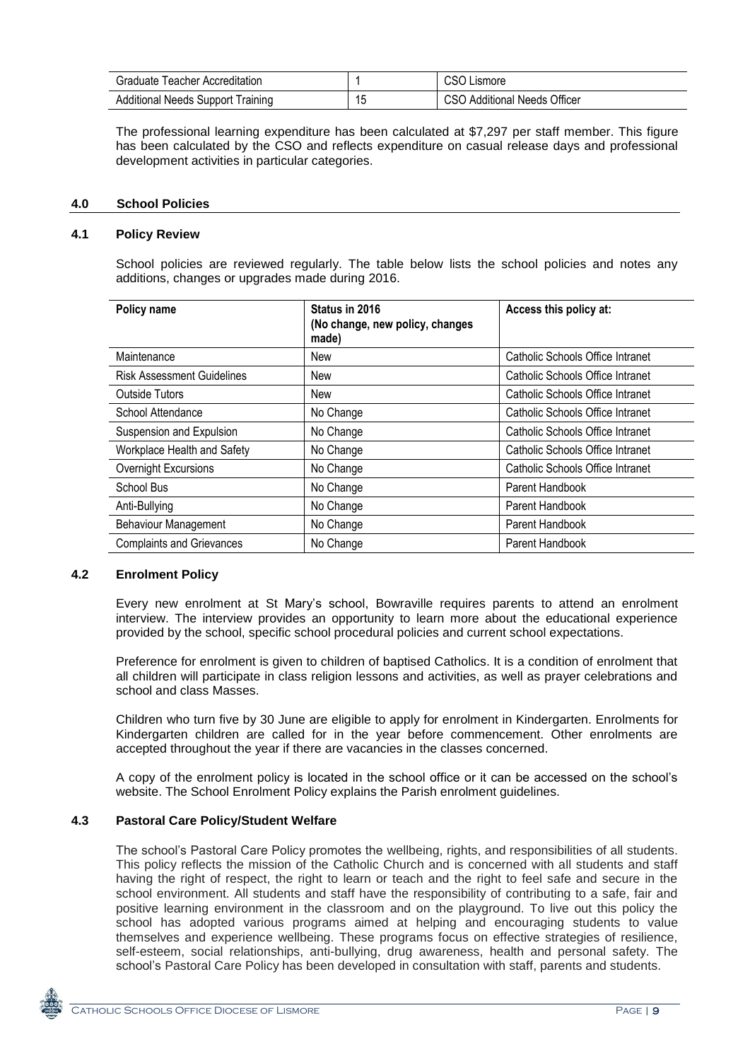| Graduate Teacher Accreditation | 1 | CSO Lismore |
|---|---|---|
| Additional Needs Support Training | 15 | CSO Additional Needs Officer |

The professional learning expenditure has been calculated at $7,297 per staff member. This figure has been calculated by the CSO and reflects expenditure on casual release days and professional development activities in particular categories.

## 4.0 School Policies

### 4.1 Policy Review

School policies are reviewed regularly. The table below lists the school policies and notes any additions, changes or upgrades made during 2016.

| Policy name | Status in 2016 (No change, new policy, changes made) | Access this policy at: |
|---|---|---|
| Maintenance | New | Catholic Schools Office Intranet |
| Risk Assessment Guidelines | New | Catholic Schools Office Intranet |
| Outside Tutors | New | Catholic Schools Office Intranet |
| School Attendance | No Change | Catholic Schools Office Intranet |
| Suspension and Expulsion | No Change | Catholic Schools Office Intranet |
| Workplace Health and Safety | No Change | Catholic Schools Office Intranet |
| Overnight Excursions | No Change | Catholic Schools Office Intranet |
| School Bus | No Change | Parent Handbook |
| Anti-Bullying | No Change | Parent Handbook |
| Behaviour Management | No Change | Parent Handbook |
| Complaints and Grievances | No Change | Parent Handbook |

### 4.2 Enrolment Policy

Every new enrolment at St Mary's school, Bowraville requires parents to attend an enrolment interview. The interview provides an opportunity to learn more about the educational experience provided by the school, specific school procedural policies and current school expectations.

Preference for enrolment is given to children of baptised Catholics. It is a condition of enrolment that all children will participate in class religion lessons and activities, as well as prayer celebrations and school and class Masses.

Children who turn five by 30 June are eligible to apply for enrolment in Kindergarten. Enrolments for Kindergarten children are called for in the year before commencement. Other enrolments are accepted throughout the year if there are vacancies in the classes concerned.

A copy of the enrolment policy is located in the school office or it can be accessed on the school's website. The School Enrolment Policy explains the Parish enrolment guidelines.

### 4.3 Pastoral Care Policy/Student Welfare

The school's Pastoral Care Policy promotes the wellbeing, rights, and responsibilities of all students. This policy reflects the mission of the Catholic Church and is concerned with all students and staff having the right of respect, the right to learn or teach and the right to feel safe and secure in the school environment. All students and staff have the responsibility of contributing to a safe, fair and positive learning environment in the classroom and on the playground. To live out this policy the school has adopted various programs aimed at helping and encouraging students to value themselves and experience wellbeing. These programs focus on effective strategies of resilience, self-esteem, social relationships, anti-bullying, drug awareness, health and personal safety. The school's Pastoral Care Policy has been developed in consultation with staff, parents and students.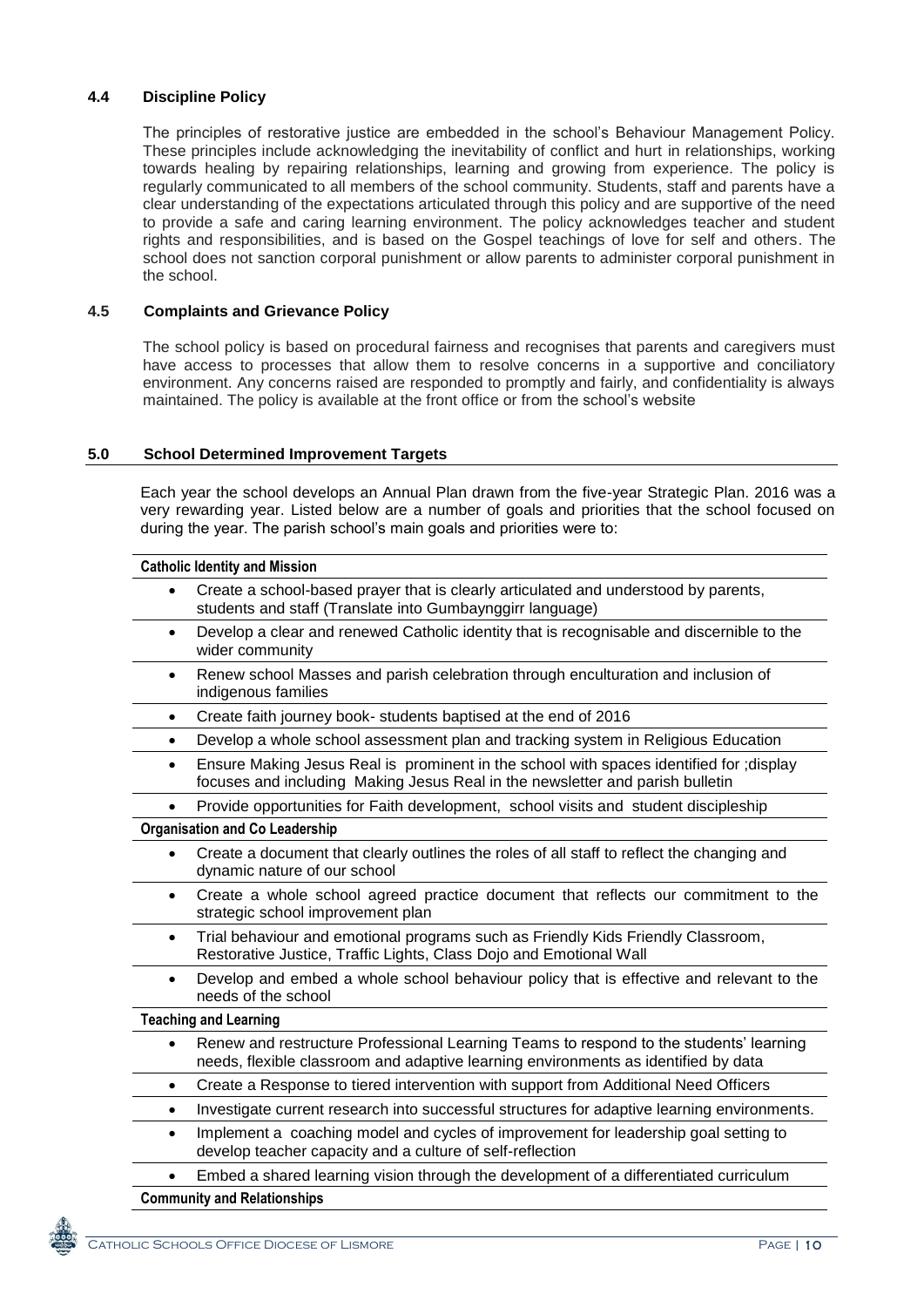### 4.4 Discipline Policy

The principles of restorative justice are embedded in the school's Behaviour Management Policy. These principles include acknowledging the inevitability of conflict and hurt in relationships, working towards healing by repairing relationships, learning and growing from experience. The policy is regularly communicated to all members of the school community. Students, staff and parents have a clear understanding of the expectations articulated through this policy and are supportive of the need to provide a safe and caring learning environment. The policy acknowledges teacher and student rights and responsibilities, and is based on the Gospel teachings of love for self and others. The school does not sanction corporal punishment or allow parents to administer corporal punishment in the school.

### 4.5 Complaints and Grievance Policy

The school policy is based on procedural fairness and recognises that parents and caregivers must have access to processes that allow them to resolve concerns in a supportive and conciliatory environment. Any concerns raised are responded to promptly and fairly, and confidentiality is always maintained. The policy is available at the front office or from the school's website

## 5.0 School Determined Improvement Targets

Each year the school develops an Annual Plan drawn from the five-year Strategic Plan. 2016 was a very rewarding year. Listed below are a number of goals and priorities that the school focused on during the year. The parish school's main goals and priorities were to:

**Catholic Identity and Mission**

- Create a school-based prayer that is clearly articulated and understood by parents, students and staff (Translate into Gumbaynggirr language)
- Develop a clear and renewed Catholic identity that is recognisable and discernible to the wider community
- Renew school Masses and parish celebration through enculturation and inclusion of indigenous families
- Create faith journey book- students baptised at the end of 2016
- Develop a whole school assessment plan and tracking system in Religious Education
- Ensure Making Jesus Real is prominent in the school with spaces identified for ;display focuses and including Making Jesus Real in the newsletter and parish bulletin
- Provide opportunities for Faith development, school visits and student discipleship

**Organisation and Co Leadership**

- Create a document that clearly outlines the roles of all staff to reflect the changing and dynamic nature of our school
- Create a whole school agreed practice document that reflects our commitment to the strategic school improvement plan
- Trial behaviour and emotional programs such as Friendly Kids Friendly Classroom, Restorative Justice, Traffic Lights, Class Dojo and Emotional Wall
- Develop and embed a whole school behaviour policy that is effective and relevant to the needs of the school

**Teaching and Learning**

- Renew and restructure Professional Learning Teams to respond to the students' learning needs, flexible classroom and adaptive learning environments as identified by data
- Create a Response to tiered intervention with support from Additional Need Officers
- Investigate current research into successful structures for adaptive learning environments.
- Implement a coaching model and cycles of improvement for leadership goal setting to develop teacher capacity and a culture of self-reflection
- Embed a shared learning vision through the development of a differentiated curriculum

**Community and Relationships**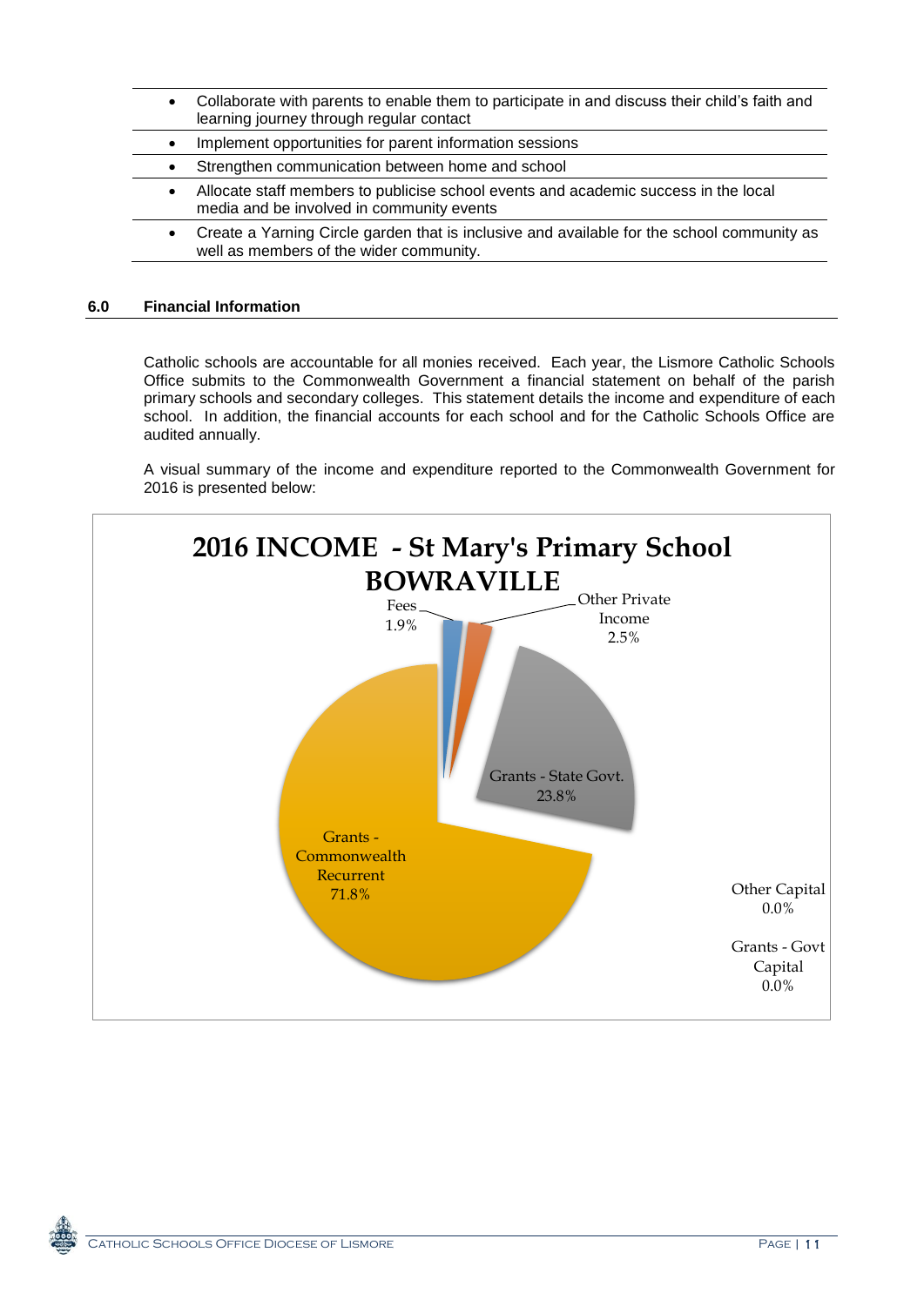- Collaborate with parents to enable them to participate in and discuss their child's faith and learning journey through regular contact
- Implement opportunities for parent information sessions
- Strengthen communication between home and school
- Allocate staff members to publicise school events and academic success in the local media and be involved in community events
- Create a Yarning Circle garden that is inclusive and available for the school community as well as members of the wider community.

## 6.0 Financial Information

Catholic schools are accountable for all monies received. Each year, the Lismore Catholic Schools Office submits to the Commonwealth Government a financial statement on behalf of the parish primary schools and secondary colleges. This statement details the income and expenditure of each school. In addition, the financial accounts for each school and for the Catholic Schools Office are audited annually.

A visual summary of the income and expenditure reported to the Commonwealth Government for 2016 is presented below:

**2016 INCOME - St Mary's Primary School BOWRAVILLE**

| Income Source | Percentage |
|---|---|
| Fees | 1.9% |
| Other Private Income | 2.5% |
| Grants - State Govt. | 23.8% |
| Grants - Commonwealth Recurrent | 71.8% |
| Other Capital | 0.0% |
| Grants - Govt Capital | 0.0% |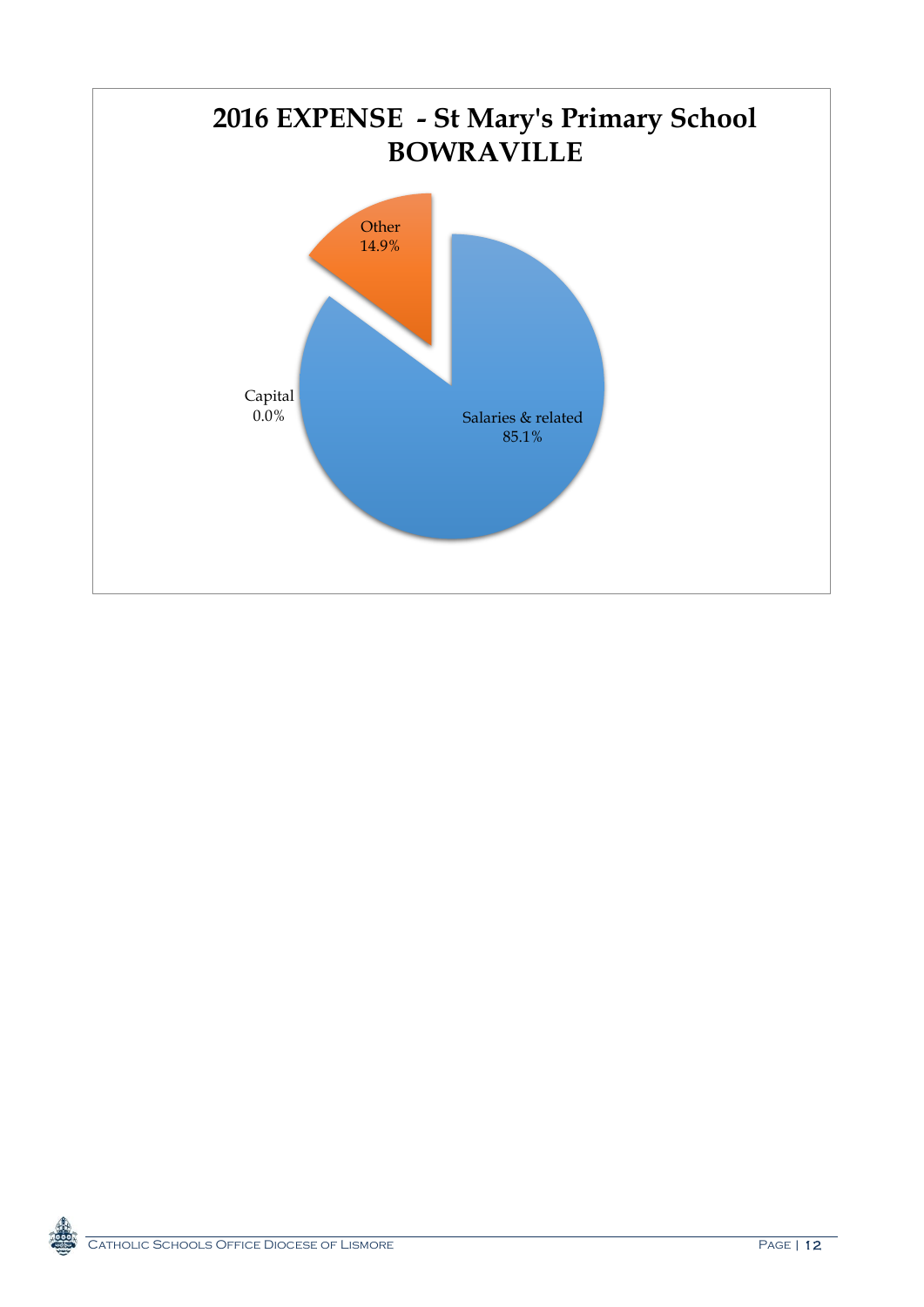2016 EXPENSE - St Mary's Primary School BOWRAVILLE

Other
14.9%

Capital
0.0%

Salaries & related
85.1%